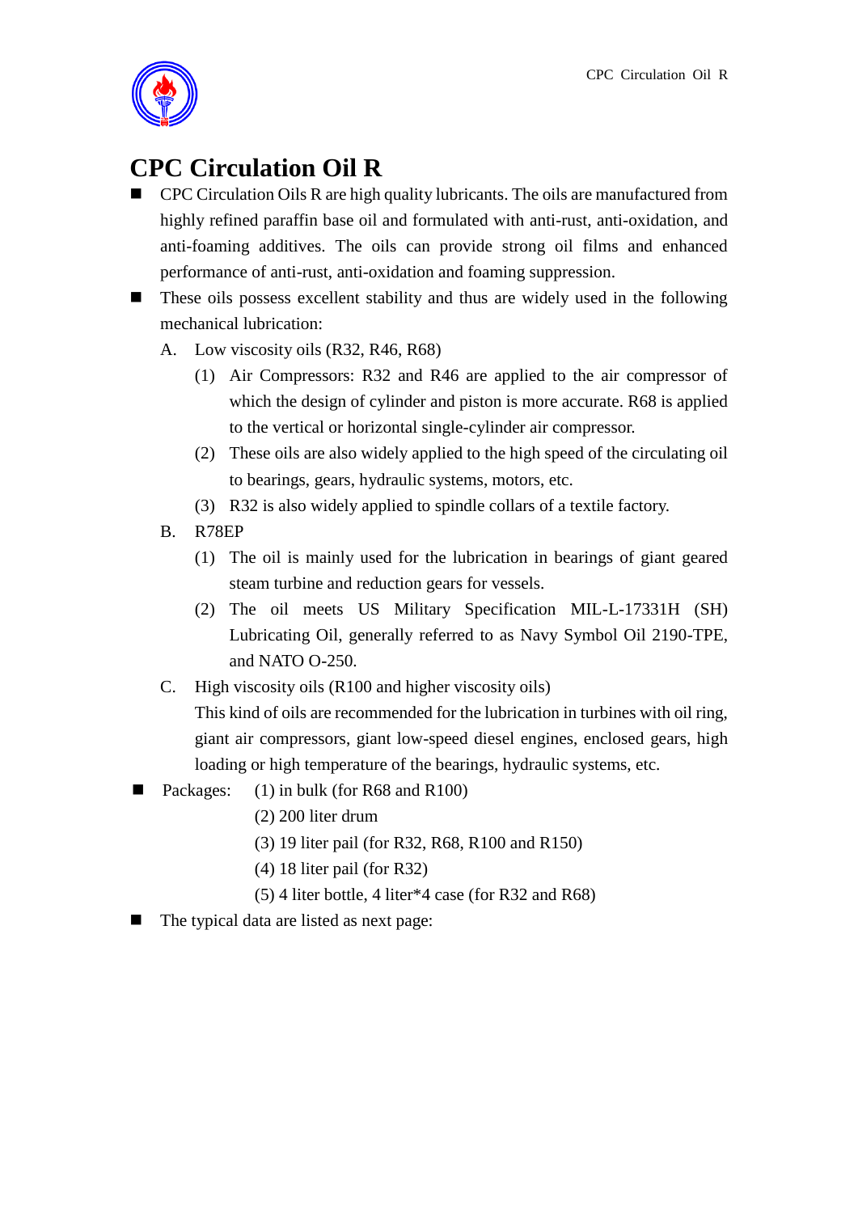# CPC Circulation Oil R

- CPC Circulation Oils R are high quality lubricants. The oils are manufactured from highly refined paraffin base oil and formulated with anti-rust, anti-oxidation, and anti-foaming additives. The oils can provide strong oil films and enhanced performance of anti-rust, anti-oxidation and foaming suppression.
- These oils possess excellent stability and thus are widely used in the following mechanical lubrication:
  - A. Low viscosity oils (R32, R46, R68)
    - (1) Air Compressors: R32 and R46 are applied to the air compressor of which the design of cylinder and piston is more accurate. R68 is applied to the vertical or horizontal single-cylinder air compressor.
    - (2) These oils are also widely applied to the high speed of the circulating oil to bearings, gears, hydraulic systems, motors, etc.
    - (3) R32 is also widely applied to spindle collars of a textile factory.
  - B. R78EP
    - (1) The oil is mainly used for the lubrication in bearings of giant geared steam turbine and reduction gears for vessels.
    - (2) The oil meets US Military Specification MIL-L-17331H (SH) Lubricating Oil, generally referred to as Navy Symbol Oil 2190-TPE, and NATO O-250.
  - C. High viscosity oils (R100 and higher viscosity oils)

    This kind of oils are recommended for the lubrication in turbines with oil ring, giant air compressors, giant low-speed diesel engines, enclosed gears, high loading or high temperature of the bearings, hydraulic systems, etc.
- Packages: (1) in bulk (for R68 and R100)

  (2) 200 liter drum

  (3) 19 liter pail (for R32, R68, R100 and R150)

  (4) 18 liter pail (for R32)

  (5) 4 liter bottle, 4 liter*4 case (for R32 and R68)
- The typical data are listed as next page: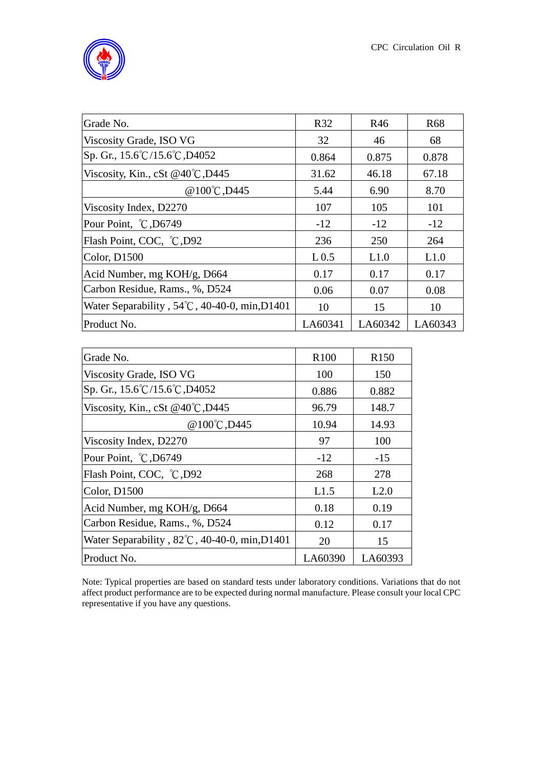| Grade No. | R32 | R46 | R68 |
|---|---|---|---|
| Viscosity Grade, ISO VG | 32 | 46 | 68 |
| Sp. Gr., 15.6℃/15.6℃,D4052 | 0.864 | 0.875 | 0.878 |
| Viscosity, Kin., cSt @40℃,D445 | 31.62 | 46.18 | 67.18 |
| @100℃,D445 | 5.44 | 6.90 | 8.70 |
| Viscosity Index, D2270 | 107 | 105 | 101 |
| Pour Point, ℃,D6749 | -12 | -12 | -12 |
| Flash Point, COC, ℃,D92 | 236 | 250 | 264 |
| Color, D1500 | L 0.5 | L1.0 | L1.0 |
| Acid Number, mg KOH/g, D664 | 0.17 | 0.17 | 0.17 |
| Carbon Residue, Rams., %, D524 | 0.06 | 0.07 | 0.08 |
| Water Separability , 54℃, 40-40-0, min,D1401 | 10 | 15 | 10 |
| Product No. | LA60341 | LA60342 | LA60343 |

| Grade No. | R100 | R150 |
|---|---|---|
| Viscosity Grade, ISO VG | 100 | 150 |
| Sp. Gr., 15.6℃/15.6℃,D4052 | 0.886 | 0.882 |
| Viscosity, Kin., cSt @40℃,D445 | 96.79 | 148.7 |
| @100℃,D445 | 10.94 | 14.93 |
| Viscosity Index, D2270 | 97 | 100 |
| Pour Point, ℃,D6749 | -12 | -15 |
| Flash Point, COC, ℃,D92 | 268 | 278 |
| Color, D1500 | L1.5 | L2.0 |
| Acid Number, mg KOH/g, D664 | 0.18 | 0.19 |
| Carbon Residue, Rams., %, D524 | 0.12 | 0.17 |
| Water Separability , 82℃, 40-40-0, min,D1401 | 20 | 15 |
| Product No. | LA60390 | LA60393 |

Note: Typical properties are based on standard tests under laboratory conditions. Variations that do not affect product performance are to be expected during normal manufacture. Please consult your local CPC representative if you have any questions.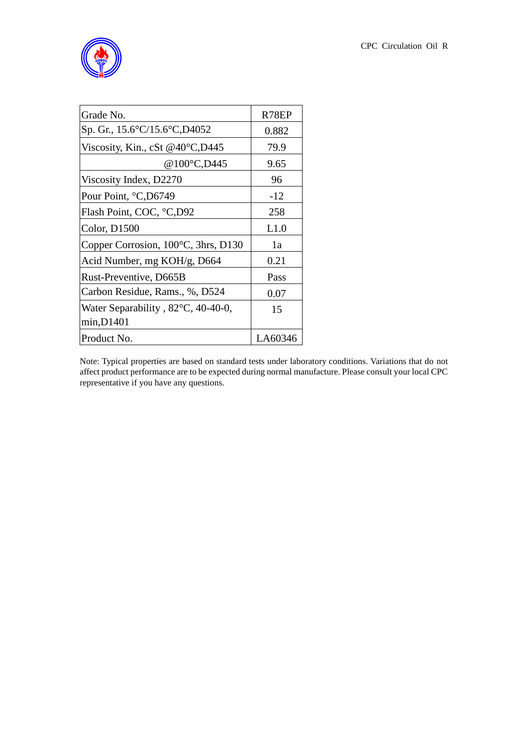| | |
|---|---|
| Grade No. | R78EP |
| Sp. Gr., 15.6°C/15.6°C,D4052 | 0.882 |
| Viscosity, Kin., cSt @40°C,D445 | 79.9 |
| @100°C,D445 | 9.65 |
| Viscosity Index, D2270 | 96 |
| Pour Point, °C,D6749 | -12 |
| Flash Point, COC, °C,D92 | 258 |
| Color, D1500 | L1.0 |
| Copper Corrosion, 100°C, 3hrs, D130 | 1a |
| Acid Number, mg KOH/g, D664 | 0.21 |
| Rust-Preventive, D665B | Pass |
| Carbon Residue, Rams., %, D524 | 0.07 |
| Water Separability , 82°C, 40-40-0, min,D1401 | 15 |
| Product No. | LA60346 |

Note: Typical properties are based on standard tests under laboratory conditions. Variations that do not affect product performance are to be expected during normal manufacture. Please consult your local CPC representative if you have any questions.